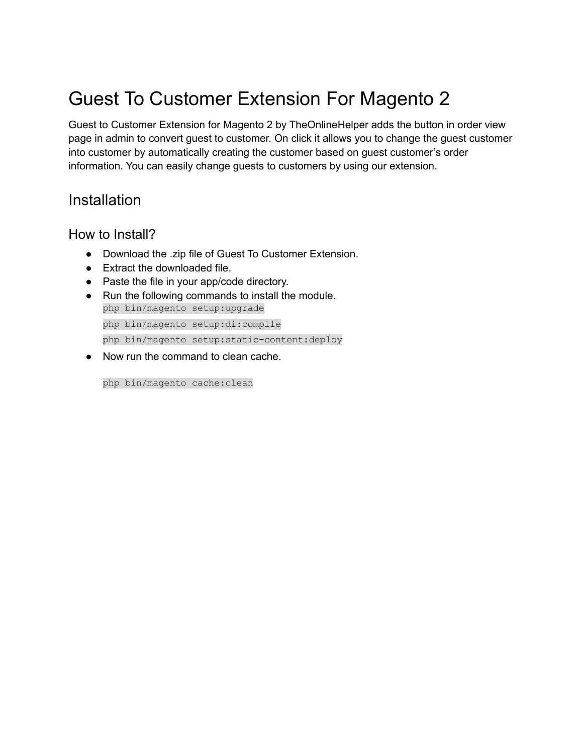# Guest To Customer Extension For Magento 2

Guest to Customer Extension for Magento 2 by TheOnlineHelper adds the button in order view page in admin to convert guest to customer. On click it allows you to change the guest customer into customer by automatically creating the customer based on guest customer's order information. You can easily change guests to customers by using our extension.

## Installation

### How to Install?

- Download the .zip file of Guest To Customer Extension.
- Extract the downloaded file.
- Paste the file in your app/code directory.
- Run the following commands to install the module.

  ```
  php bin/magento setup:upgrade
  ```

  ```
  php bin/magento setup:di:compile
  ```

  ```
  php bin/magento setup:static-content:deploy
  ```

- Now run the command to clean cache.

  ```
  php bin/magento cache:clean
  ```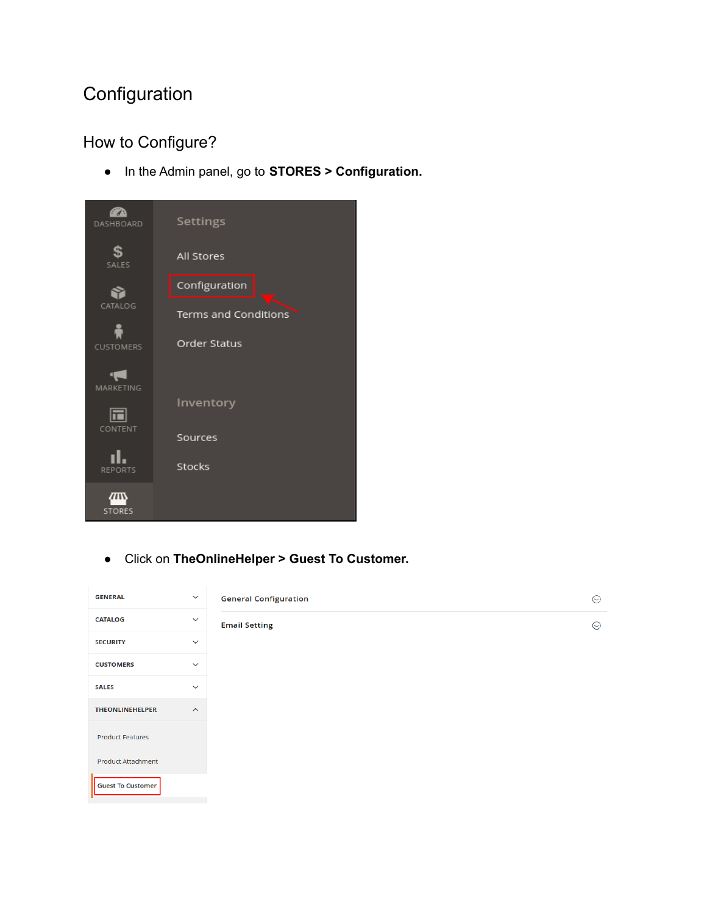# Configuration

## How to Configure?

- In the Admin panel, go to **STORES > Configuration.**

- Click on **TheOnlineHelper > Guest To Customer.**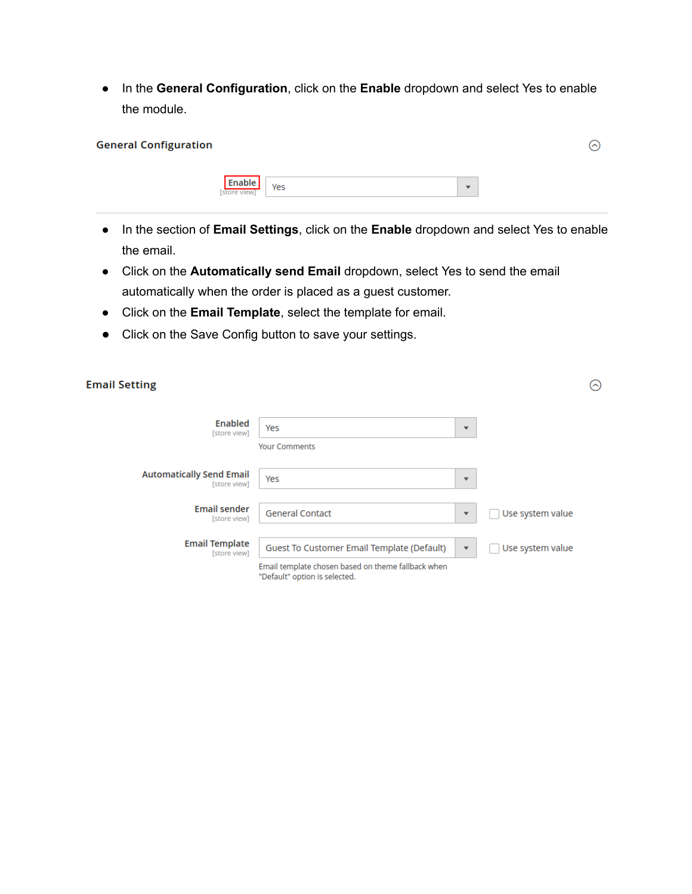- In the **General Configuration**, click on the **Enable** dropdown and select Yes to enable the module.

**General Configuration**

| | |
|---|---|
| Enable [store view] | Yes |

- In the section of **Email Settings**, click on the **Enable** dropdown and select Yes to enable the email.
- Click on the **Automatically send Email** dropdown, select Yes to send the email automatically when the order is placed as a guest customer.
- Click on the **Email Template**, select the template for email.
- Click on the Save Config button to save your settings.

**Email Setting**

| | | |
|---|---|---|
| Enabled [store view] | Yes<br>Your Comments | |
| Automatically Send Email [store view] | Yes | |
| Email sender [store view] | General Contact | Use system value |
| Email Template [store view] | Guest To Customer Email Template (Default)<br>Email template chosen based on theme fallback when "Default" option is selected. | Use system value |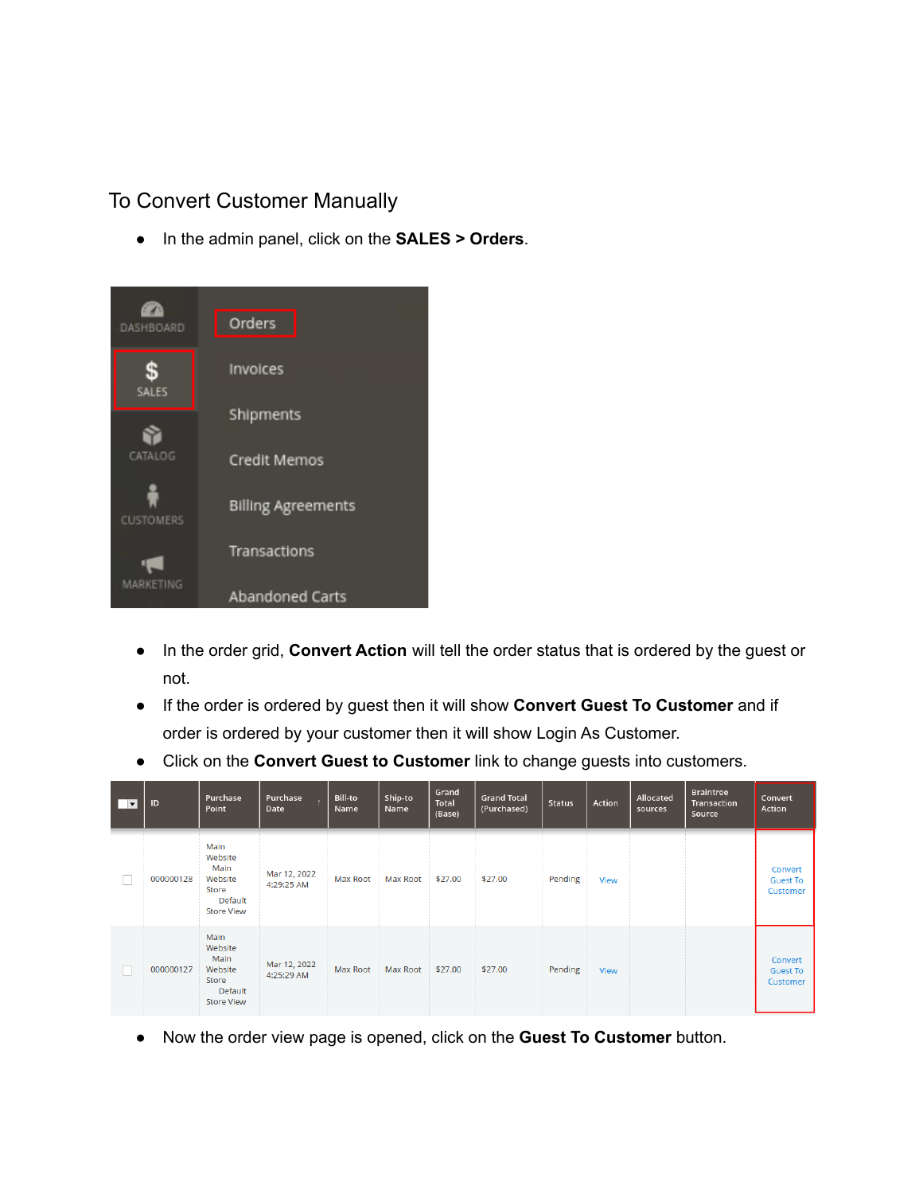## To Convert Customer Manually

- In the admin panel, click on the **SALES > Orders**.

- In the order grid, **Convert Action** will tell the order status that is ordered by the guest or not.
- If the order is ordered by guest then it will show **Convert Guest To Customer** and if order is ordered by your customer then it will show Login As Customer.
- Click on the **Convert Guest to Customer** link to change guests into customers.

- Now the order view page is opened, click on the **Guest To Customer** button.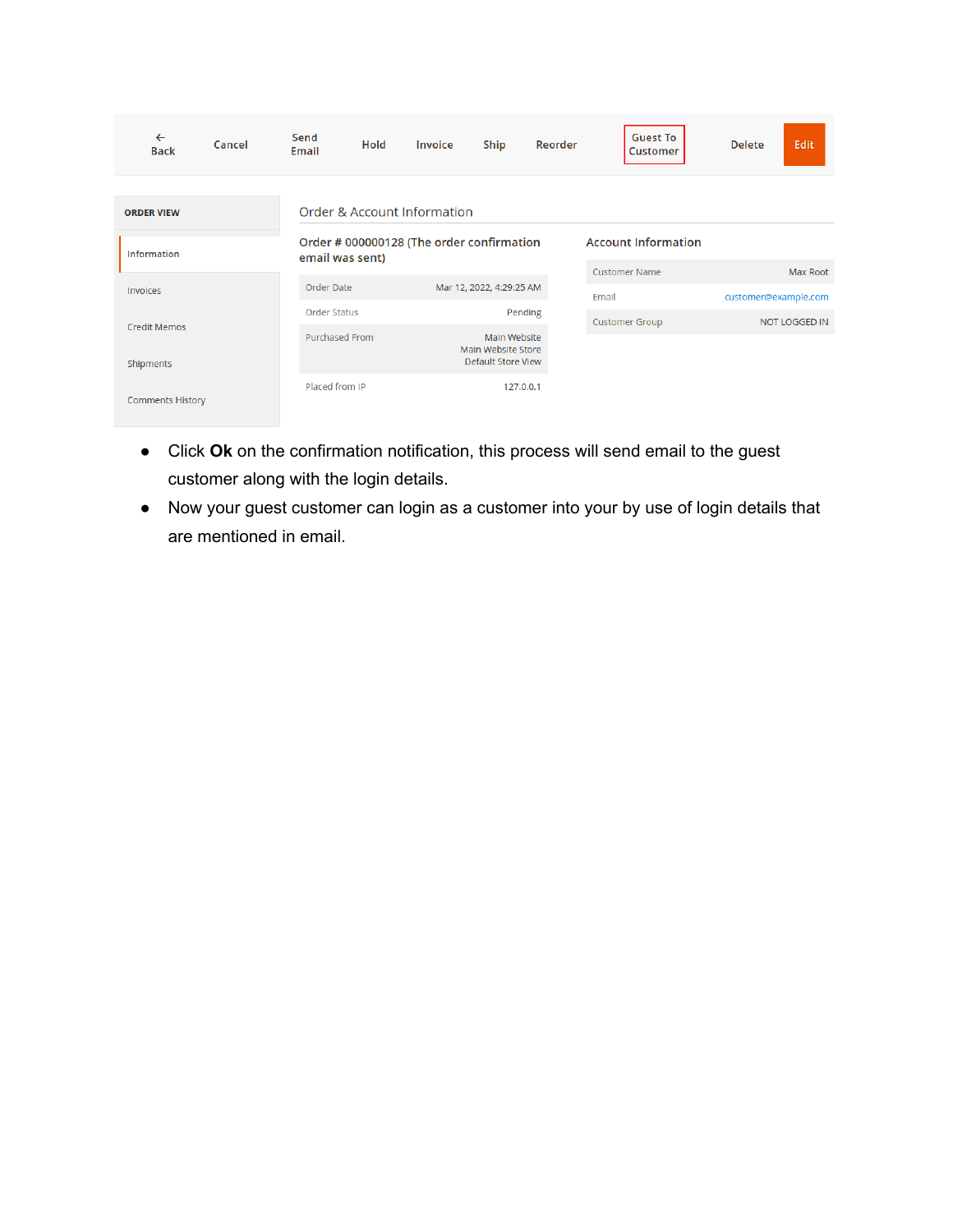← Back | Cancel | Send Email | Hold | Invoice | Ship | Reorder | Guest To Customer | Delete | Edit

**ORDER VIEW**

- Information
- Invoices
- Credit Memos
- Shipments
- Comments History

Order & Account Information

**Order # 000000128 (The order confirmation email was sent)**

| | |
|---|---|
| Order Date | Mar 12, 2022, 4:29:25 AM |
| Order Status | Pending |
| Purchased From | Main Website Main Website Store Default Store View |
| Placed from IP | 127.0.0.1 |

**Account Information**

| | |
|---|---|
| Customer Name | Max Root |
| Email | customer@example.com |
| Customer Group | NOT LOGGED IN |

- Click **Ok** on the confirmation notification, this process will send email to the guest customer along with the login details.
- Now your guest customer can login as a customer into your by use of login details that are mentioned in email.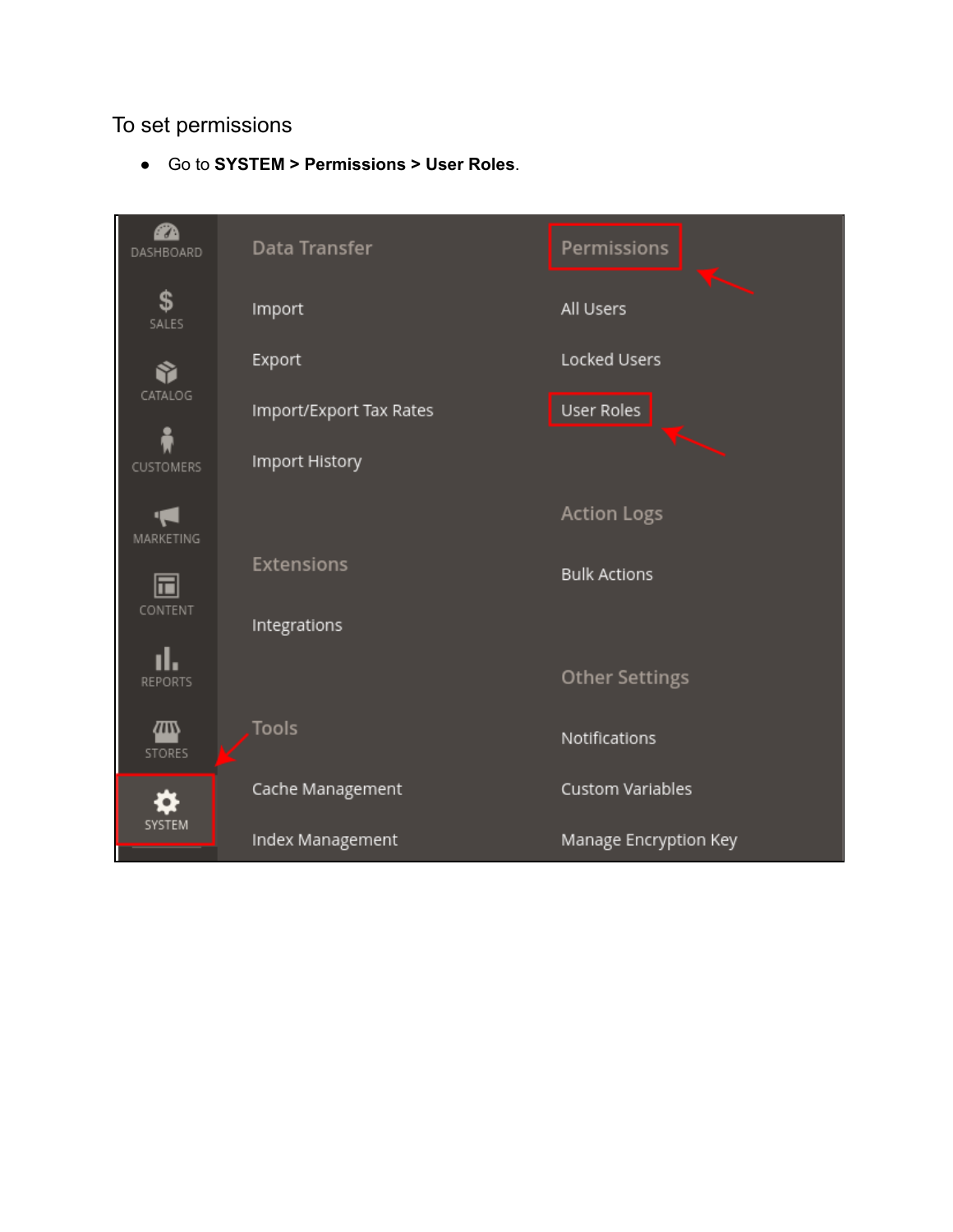To set permissions

- Go to **SYSTEM > Permissions > User Roles**.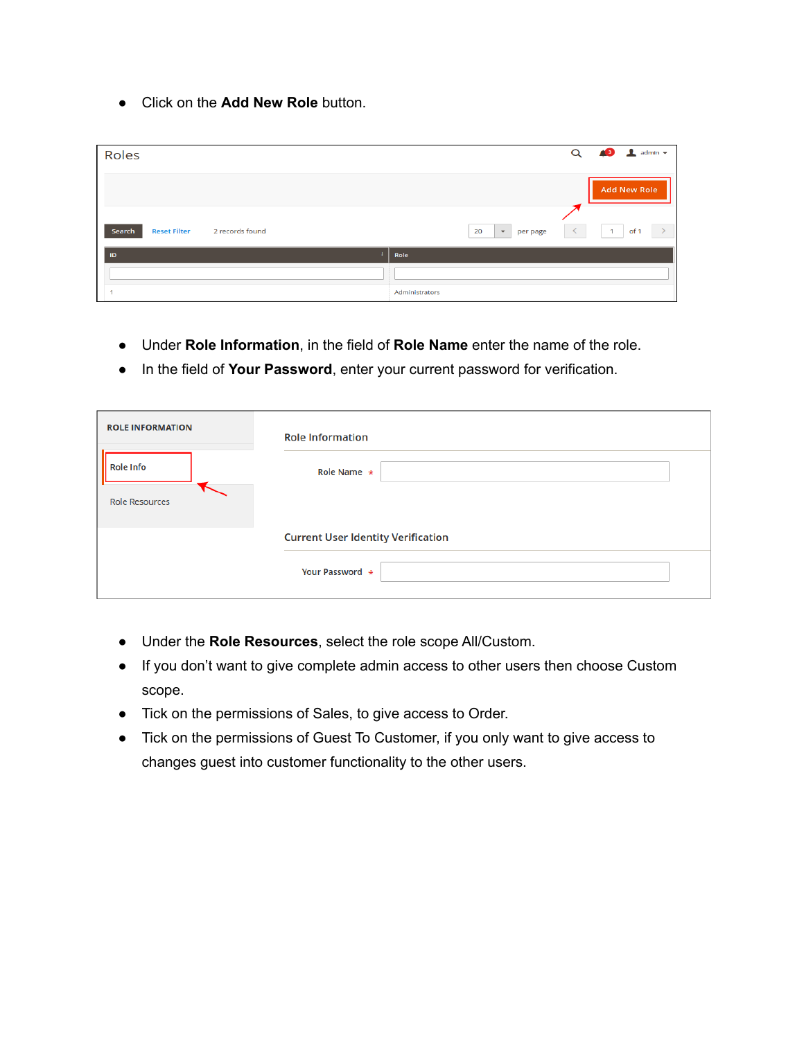- Click on the **Add New Role** button.

- Under **Role Information**, in the field of **Role Name** enter the name of the role.
- In the field of **Your Password**, enter your current password for verification.

- Under the **Role Resources**, select the role scope All/Custom.
- If you don't want to give complete admin access to other users then choose Custom scope.
- Tick on the permissions of Sales, to give access to Order.
- Tick on the permissions of Guest To Customer, if you only want to give access to changes guest into customer functionality to the other users.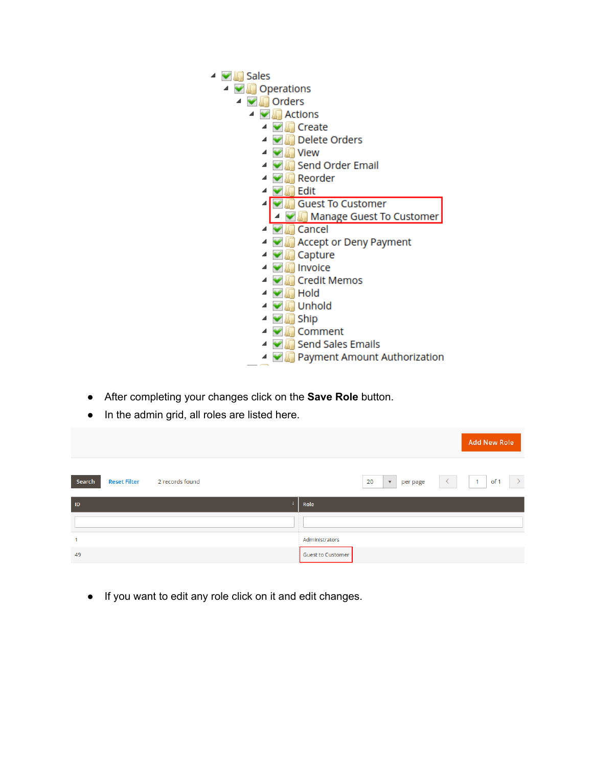- Sales
  - Operations
    - Orders
      - Actions
        - Create
        - Delete Orders
        - View
        - Send Order Email
        - Reorder
        - Edit
        - Guest To Customer
          - Manage Guest To Customer
        - Cancel
        - Accept or Deny Payment
        - Capture
        - Invoice
        - Credit Memos
        - Hold
        - Unhold
        - Ship
        - Comment
        - Send Sales Emails
        - Payment Amount Authorization

- After completing your changes click on the **Save Role** button.
- In the admin grid, all roles are listed here.

Add New Role

Search | Reset Filter | 2 records found | 20 per page | 1 of 1

| ID | Role |
| --- | --- |
| 1 | Administrators |
| 49 | Guest to Customer |

- If you want to edit any role click on it and edit changes.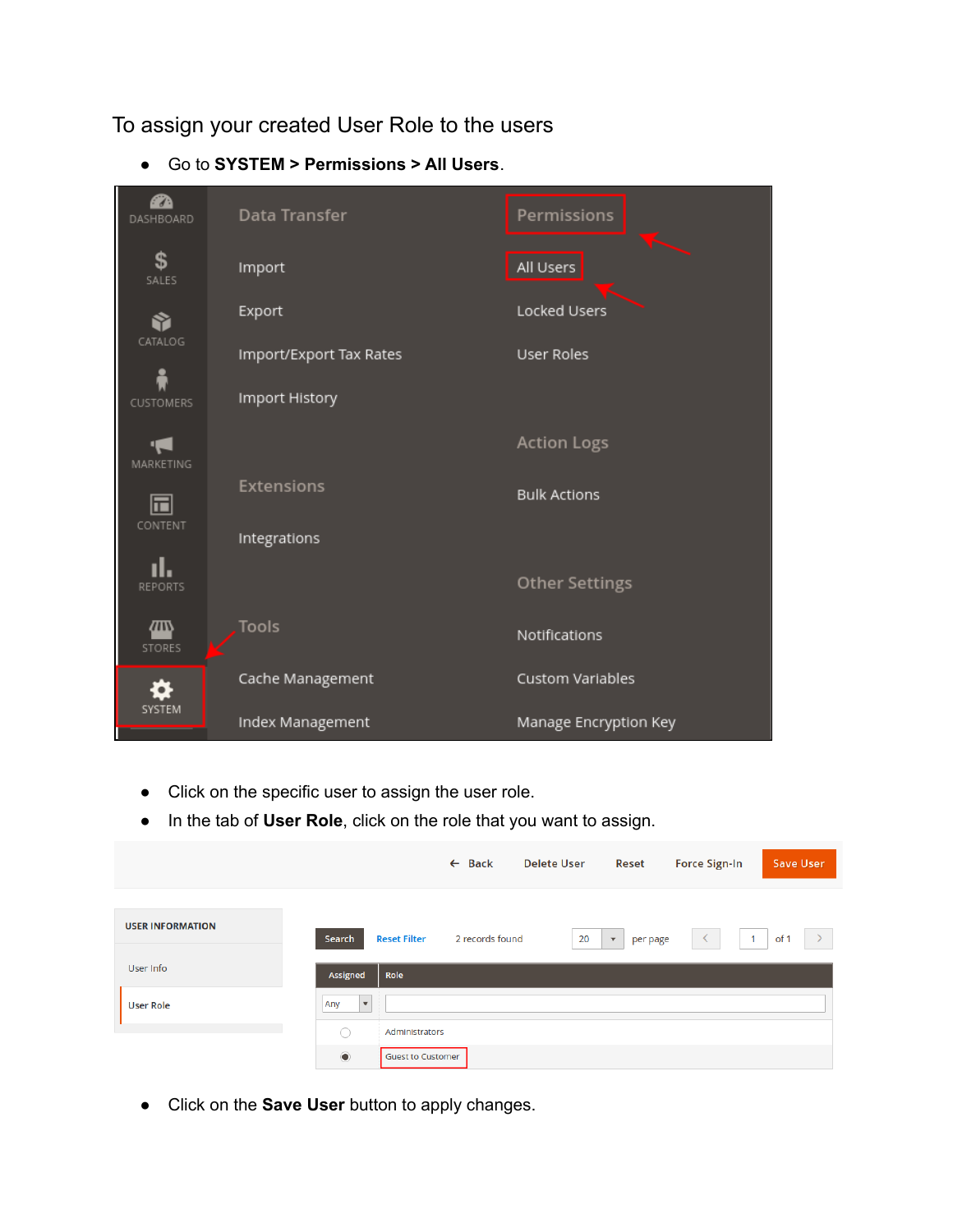To assign your created User Role to the users

- Go to **SYSTEM > Permissions > All Users**.

- Click on the specific user to assign the user role.
- In the tab of **User Role**, click on the role that you want to assign.

- Click on the **Save User** button to apply changes.